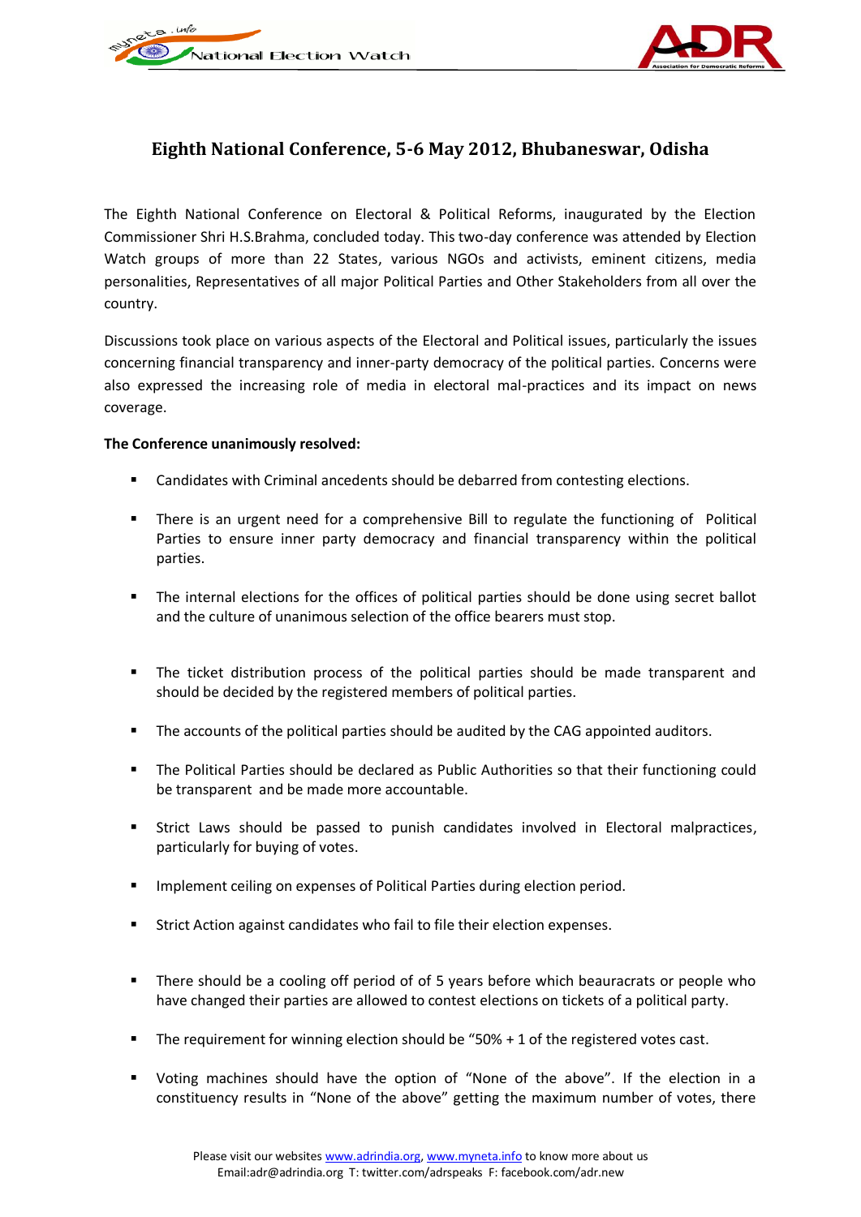# Eighth National Conference, 5-6 May 2012, Bhubaneswar, Odisha

The Eighth National Conference on Electoral & Political Reforms, inaugurated by the Election Commissioner Shri H.S.Brahma, concluded today. This two-day conference was attended by Election Watch groups of more than 22 States, various NGOs and activists, eminent citizens, media personalities, Representatives of all major Political Parties and Other Stakeholders from all over the country.

Discussions took place on various aspects of the Electoral and Political issues, particularly the issues concerning financial transparency and inner-party democracy of the political parties. Concerns were also expressed the increasing role of media in electoral mal-practices and its impact on news coverage.

**The Conference unanimously resolved:**

- Candidates with Criminal ancedents should be debarred from contesting elections.
- There is an urgent need for a comprehensive Bill to regulate the functioning of Political Parties to ensure inner party democracy and financial transparency within the political parties.
- The internal elections for the offices of political parties should be done using secret ballot and the culture of unanimous selection of the office bearers must stop.
- The ticket distribution process of the political parties should be made transparent and should be decided by the registered members of political parties.
- The accounts of the political parties should be audited by the CAG appointed auditors.
- The Political Parties should be declared as Public Authorities so that their functioning could be transparent and be made more accountable.
- Strict Laws should be passed to punish candidates involved in Electoral malpractices, particularly for buying of votes.
- Implement ceiling on expenses of Political Parties during election period.
- Strict Action against candidates who fail to file their election expenses.
- There should be a cooling off period of of 5 years before which beauracrats or people who have changed their parties are allowed to contest elections on tickets of a political party.
- The requirement for winning election should be "50% + 1 of the registered votes cast.
- Voting machines should have the option of "None of the above". If the election in a constituency results in "None of the above" getting the maximum number of votes, there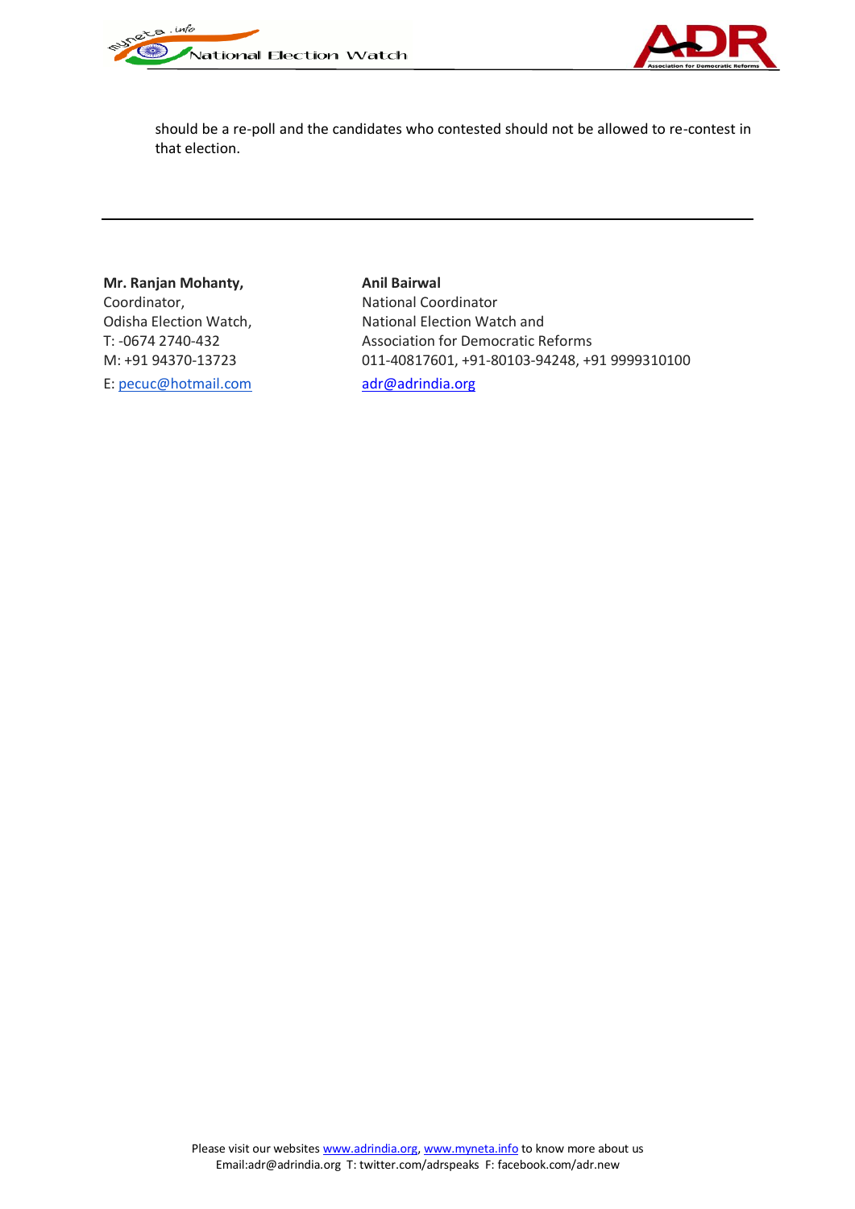should be a re-poll and the candidates who contested should not be allowed to re-contest in that election.

---

**Mr. Ranjan Mohanty,**
Coordinator,
Odisha Election Watch,
T: -0674 2740-432
M: +91 94370-13723
E: pecuc@hotmail.com

**Anil Bairwal**
National Coordinator
National Election Watch and
Association for Democratic Reforms
011-40817601, +91-80103-94248, +91 9999310100
adr@adrindia.org